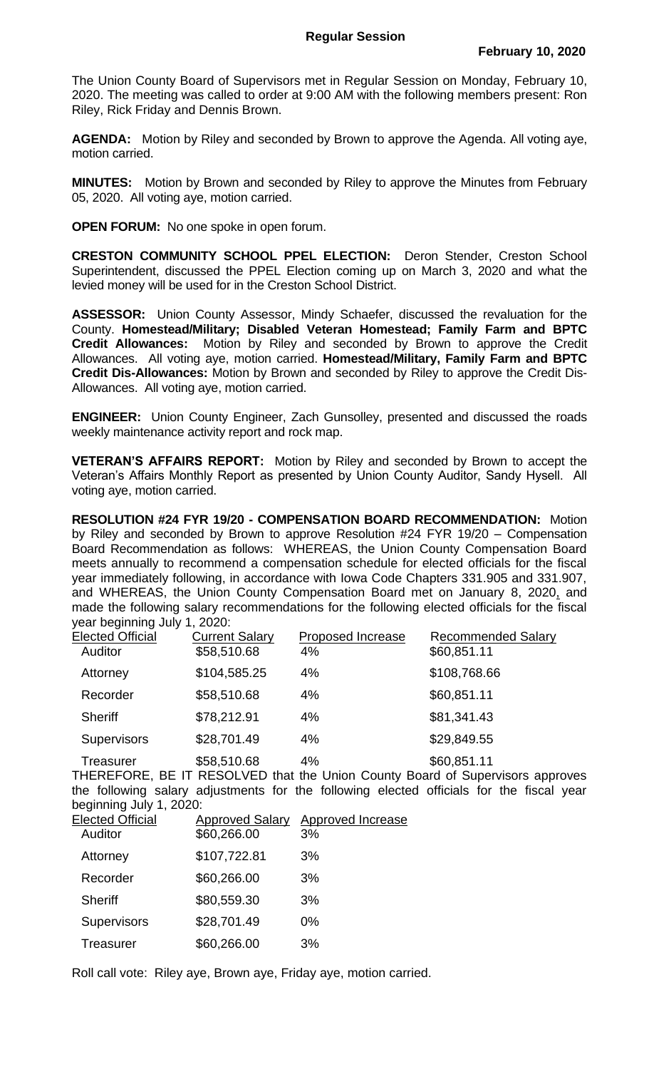**Regular Session**

**February 10, 2020**

The Union County Board of Supervisors met in Regular Session on Monday, February 10, 2020. The meeting was called to order at 9:00 AM with the following members present: Ron Riley, Rick Friday and Dennis Brown.

**AGENDA:** Motion by Riley and seconded by Brown to approve the Agenda. All voting aye, motion carried.

**MINUTES:** Motion by Brown and seconded by Riley to approve the Minutes from February 05, 2020. All voting aye, motion carried.

**OPEN FORUM:** No one spoke in open forum.

**CRESTON COMMUNITY SCHOOL PPEL ELECTION:** Deron Stender, Creston School Superintendent, discussed the PPEL Election coming up on March 3, 2020 and what the levied money will be used for in the Creston School District.

**ASSESSOR:** Union County Assessor, Mindy Schaefer, discussed the revaluation for the County. **Homestead/Military; Disabled Veteran Homestead; Family Farm and BPTC Credit Allowances:** Motion by Riley and seconded by Brown to approve the Credit Allowances. All voting aye, motion carried. **Homestead/Military, Family Farm and BPTC Credit Dis-Allowances:** Motion by Brown and seconded by Riley to approve the Credit Dis-Allowances. All voting aye, motion carried.

**ENGINEER:** Union County Engineer, Zach Gunsolley, presented and discussed the roads weekly maintenance activity report and rock map.

**VETERAN'S AFFAIRS REPORT:** Motion by Riley and seconded by Brown to accept the Veteran's Affairs Monthly Report as presented by Union County Auditor, Sandy Hysell. All voting aye, motion carried.

**RESOLUTION #24 FYR 19/20 - COMPENSATION BOARD RECOMMENDATION:** Motion by Riley and seconded by Brown to approve Resolution #24 FYR 19/20 – Compensation Board Recommendation as follows: WHEREAS, the Union County Compensation Board meets annually to recommend a compensation schedule for elected officials for the fiscal year immediately following, in accordance with Iowa Code Chapters 331.905 and 331.907, and WHEREAS, the Union County Compensation Board met on January 8, 2020, and made the following salary recommendations for the following elected officials for the fiscal year beginning July 1, 2020:

| Elected Official | Current Salary | Proposed Increase | Recommended Salary |
|---|---|---|---|
| Auditor | $58,510.68 | 4% | $60,851.11 |
| Attorney | $104,585.25 | 4% | $108,768.66 |
| Recorder | $58,510.68 | 4% | $60,851.11 |
| Sheriff | $78,212.91 | 4% | $81,341.43 |
| Supervisors | $28,701.49 | 4% | $29,849.55 |
| Treasurer | $58,510.68 | 4% | $60,851.11 |

THEREFORE, BE IT RESOLVED that the Union County Board of Supervisors approves the following salary adjustments for the following elected officials for the fiscal year beginning July 1, 2020:

| Elected Official | Approved Salary | Approved Increase |
|---|---|---|
| Auditor | $60,266.00 | 3% |
| Attorney | $107,722.81 | 3% |
| Recorder | $60,266.00 | 3% |
| Sheriff | $80,559.30 | 3% |
| Supervisors | $28,701.49 | 0% |
| Treasurer | $60,266.00 | 3% |

Roll call vote: Riley aye, Brown aye, Friday aye, motion carried.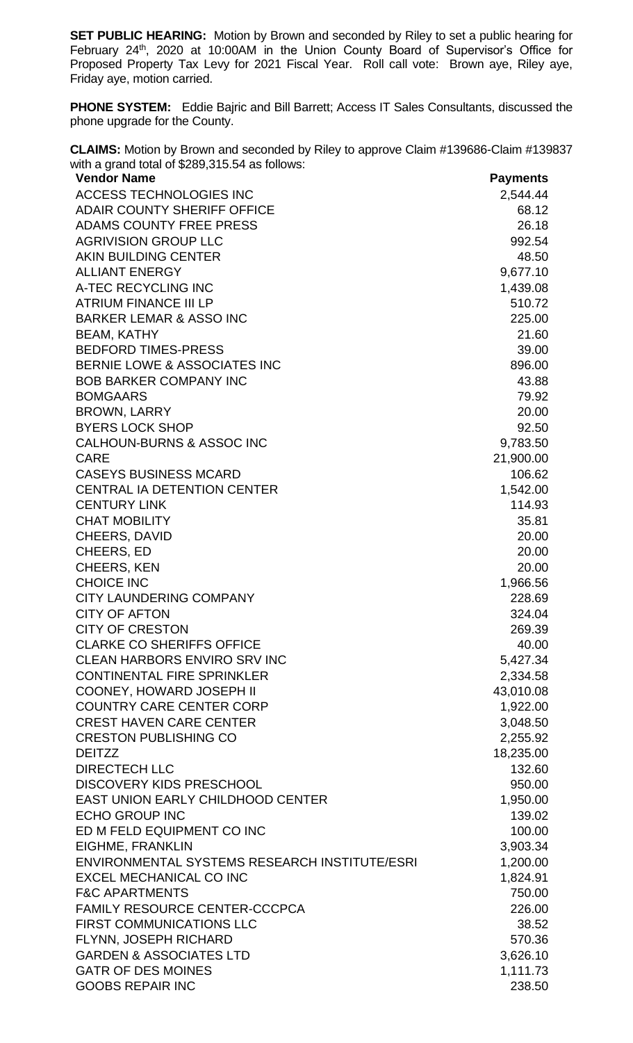**SET PUBLIC HEARING:** Motion by Brown and seconded by Riley to set a public hearing for February 24th, 2020 at 10:00AM in the Union County Board of Supervisor's Office for Proposed Property Tax Levy for 2021 Fiscal Year. Roll call vote: Brown aye, Riley aye, Friday aye, motion carried.

**PHONE SYSTEM:** Eddie Bajric and Bill Barrett; Access IT Sales Consultants, discussed the phone upgrade for the County.

**CLAIMS:** Motion by Brown and seconded by Riley to approve Claim #139686-Claim #139837 with a grand total of $289,315.54 as follows:

| Vendor Name | Payments |
|---|---|
| ACCESS TECHNOLOGIES INC | 2,544.44 |
| ADAIR COUNTY SHERIFF OFFICE | 68.12 |
| ADAMS COUNTY FREE PRESS | 26.18 |
| AGRIVISION GROUP LLC | 992.54 |
| AKIN BUILDING CENTER | 48.50 |
| ALLIANT ENERGY | 9,677.10 |
| A-TEC RECYCLING INC | 1,439.08 |
| ATRIUM FINANCE III LP | 510.72 |
| BARKER LEMAR & ASSO INC | 225.00 |
| BEAM, KATHY | 21.60 |
| BEDFORD TIMES-PRESS | 39.00 |
| BERNIE LOWE & ASSOCIATES INC | 896.00 |
| BOB BARKER COMPANY INC | 43.88 |
| BOMGAARS | 79.92 |
| BROWN, LARRY | 20.00 |
| BYERS LOCK SHOP | 92.50 |
| CALHOUN-BURNS & ASSOC INC | 9,783.50 |
| CARE | 21,900.00 |
| CASEYS BUSINESS MCARD | 106.62 |
| CENTRAL IA DETENTION CENTER | 1,542.00 |
| CENTURY LINK | 114.93 |
| CHAT MOBILITY | 35.81 |
| CHEERS, DAVID | 20.00 |
| CHEERS, ED | 20.00 |
| CHEERS, KEN | 20.00 |
| CHOICE INC | 1,966.56 |
| CITY LAUNDERING COMPANY | 228.69 |
| CITY OF AFTON | 324.04 |
| CITY OF CRESTON | 269.39 |
| CLARKE CO SHERIFFS OFFICE | 40.00 |
| CLEAN HARBORS ENVIRO SRV INC | 5,427.34 |
| CONTINENTAL FIRE SPRINKLER | 2,334.58 |
| COONEY, HOWARD JOSEPH II | 43,010.08 |
| COUNTRY CARE CENTER CORP | 1,922.00 |
| CREST HAVEN CARE CENTER | 3,048.50 |
| CRESTON PUBLISHING CO | 2,255.92 |
| DEITZZ | 18,235.00 |
| DIRECTECH LLC | 132.60 |
| DISCOVERY KIDS PRESCHOOL | 950.00 |
| EAST UNION EARLY CHILDHOOD CENTER | 1,950.00 |
| ECHO GROUP INC | 139.02 |
| ED M FELD EQUIPMENT CO INC | 100.00 |
| EIGHME, FRANKLIN | 3,903.34 |
| ENVIRONMENTAL SYSTEMS RESEARCH INSTITUTE/ESRI | 1,200.00 |
| EXCEL MECHANICAL CO INC | 1,824.91 |
| F&C APARTMENTS | 750.00 |
| FAMILY RESOURCE CENTER-CCCPCA | 226.00 |
| FIRST COMMUNICATIONS LLC | 38.52 |
| FLYNN, JOSEPH RICHARD | 570.36 |
| GARDEN & ASSOCIATES LTD | 3,626.10 |
| GATR OF DES MOINES | 1,111.73 |
| GOOBS REPAIR INC | 238.50 |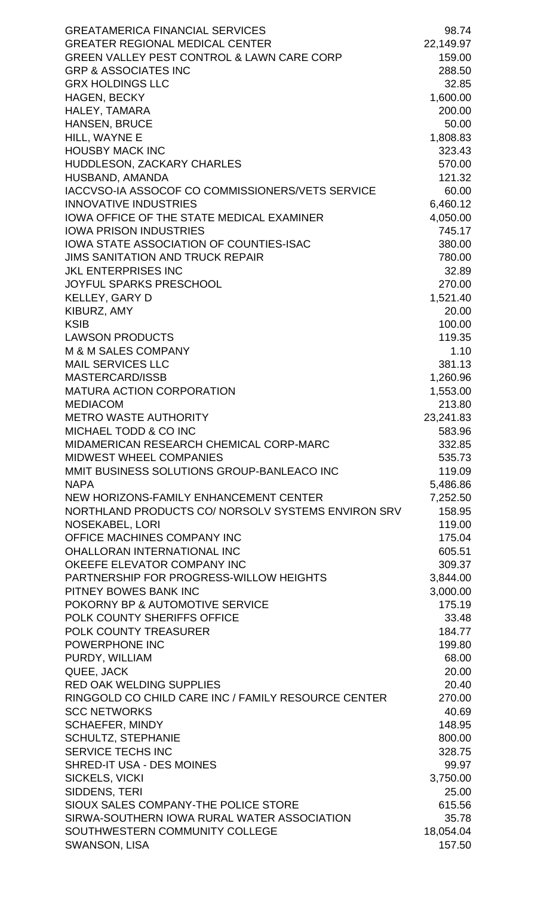| | |
|---|---|
| GREATAMERICA FINANCIAL SERVICES | 98.74 |
| GREATER REGIONAL MEDICAL CENTER | 22,149.97 |
| GREEN VALLEY PEST CONTROL & LAWN CARE CORP | 159.00 |
| GRP & ASSOCIATES INC | 288.50 |
| GRX HOLDINGS LLC | 32.85 |
| HAGEN, BECKY | 1,600.00 |
| HALEY, TAMARA | 200.00 |
| HANSEN, BRUCE | 50.00 |
| HILL, WAYNE E | 1,808.83 |
| HOUSBY MACK INC | 323.43 |
| HUDDLESON, ZACKARY CHARLES | 570.00 |
| HUSBAND, AMANDA | 121.32 |
| IACCVSO-IA ASSOCOF CO COMMISSIONERS/VETS SERVICE | 60.00 |
| INNOVATIVE INDUSTRIES | 6,460.12 |
| IOWA OFFICE OF THE STATE MEDICAL EXAMINER | 4,050.00 |
| IOWA PRISON INDUSTRIES | 745.17 |
| IOWA STATE ASSOCIATION OF COUNTIES-ISAC | 380.00 |
| JIMS SANITATION AND TRUCK REPAIR | 780.00 |
| JKL ENTERPRISES INC | 32.89 |
| JOYFUL SPARKS PRESCHOOL | 270.00 |
| KELLEY, GARY D | 1,521.40 |
| KIBURZ, AMY | 20.00 |
| KSIB | 100.00 |
| LAWSON PRODUCTS | 119.35 |
| M & M SALES COMPANY | 1.10 |
| MAIL SERVICES LLC | 381.13 |
| MASTERCARD/ISSB | 1,260.96 |
| MATURA ACTION CORPORATION | 1,553.00 |
| MEDIACOM | 213.80 |
| METRO WASTE AUTHORITY | 23,241.83 |
| MICHAEL TODD & CO INC | 583.96 |
| MIDAMERICAN RESEARCH CHEMICAL CORP-MARC | 332.85 |
| MIDWEST WHEEL COMPANIES | 535.73 |
| MMIT BUSINESS SOLUTIONS GROUP-BANLEACO INC | 119.09 |
| NAPA | 5,486.86 |
| NEW HORIZONS-FAMILY ENHANCEMENT CENTER | 7,252.50 |
| NORTHLAND PRODUCTS CO/ NORSOLV SYSTEMS ENVIRON SRV | 158.95 |
| NOSEKABEL, LORI | 119.00 |
| OFFICE MACHINES COMPANY INC | 175.04 |
| OHALLORAN INTERNATIONAL INC | 605.51 |
| OKEEFE ELEVATOR COMPANY INC | 309.37 |
| PARTNERSHIP FOR PROGRESS-WILLOW HEIGHTS | 3,844.00 |
| PITNEY BOWES BANK INC | 3,000.00 |
| POKORNY BP & AUTOMOTIVE SERVICE | 175.19 |
| POLK COUNTY SHERIFFS OFFICE | 33.48 |
| POLK COUNTY TREASURER | 184.77 |
| POWERPHONE INC | 199.80 |
| PURDY, WILLIAM | 68.00 |
| QUEE, JACK | 20.00 |
| RED OAK WELDING SUPPLIES | 20.40 |
| RINGGOLD CO CHILD CARE INC / FAMILY RESOURCE CENTER | 270.00 |
| SCC NETWORKS | 40.69 |
| SCHAEFER, MINDY | 148.95 |
| SCHULTZ, STEPHANIE | 800.00 |
| SERVICE TECHS INC | 328.75 |
| SHRED-IT USA - DES MOINES | 99.97 |
| SICKELS, VICKI | 3,750.00 |
| SIDDENS, TERI | 25.00 |
| SIOUX SALES COMPANY-THE POLICE STORE | 615.56 |
| SIRWA-SOUTHERN IOWA RURAL WATER ASSOCIATION | 35.78 |
| SOUTHWESTERN COMMUNITY COLLEGE | 18,054.04 |
| SWANSON, LISA | 157.50 |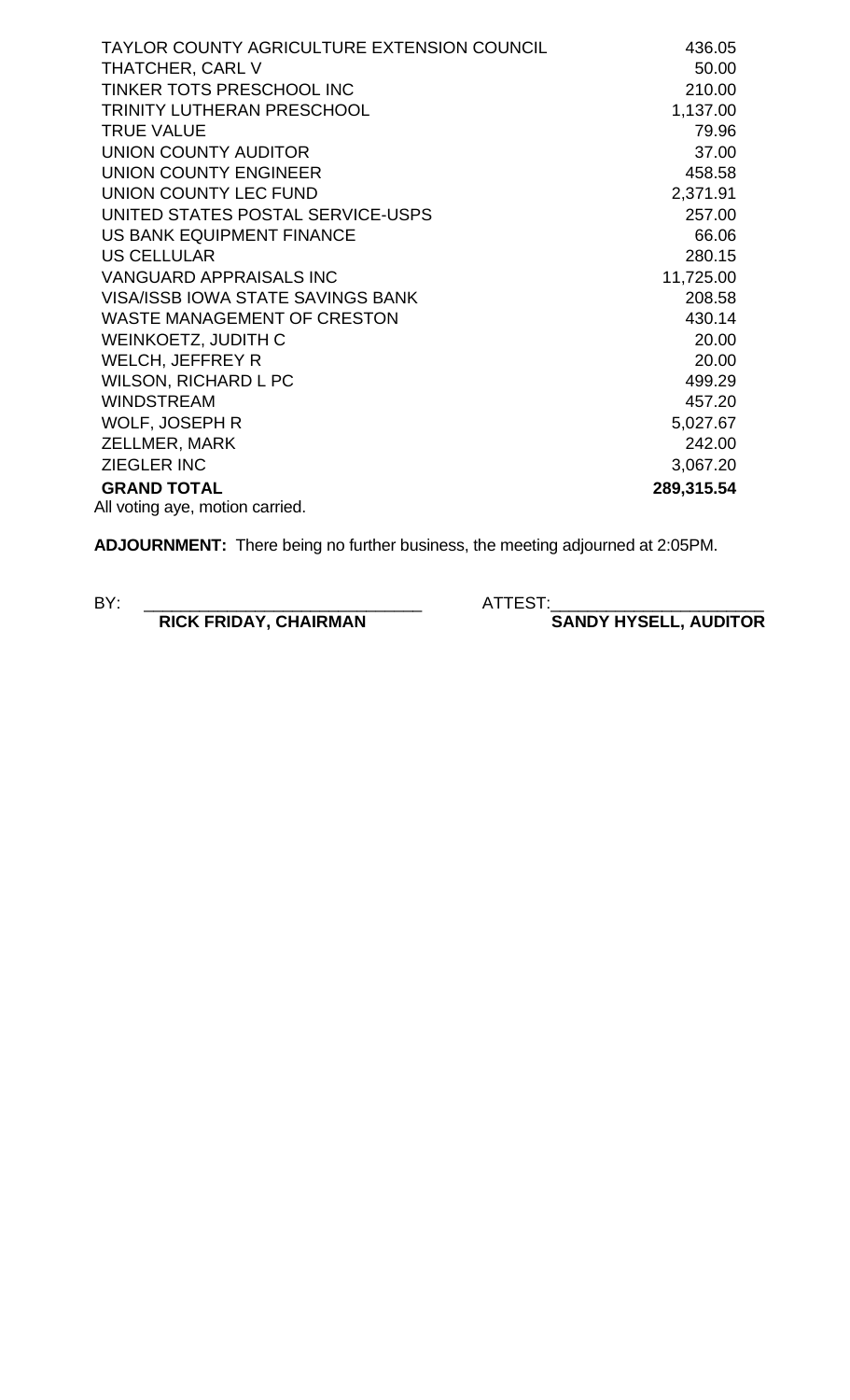| | |
|---|---|
| TAYLOR COUNTY AGRICULTURE EXTENSION COUNCIL | 436.05 |
| THATCHER, CARL V | 50.00 |
| TINKER TOTS PRESCHOOL INC | 210.00 |
| TRINITY LUTHERAN PRESCHOOL | 1,137.00 |
| TRUE VALUE | 79.96 |
| UNION COUNTY AUDITOR | 37.00 |
| UNION COUNTY ENGINEER | 458.58 |
| UNION COUNTY LEC FUND | 2,371.91 |
| UNITED STATES POSTAL SERVICE-USPS | 257.00 |
| US BANK EQUIPMENT FINANCE | 66.06 |
| US CELLULAR | 280.15 |
| VANGUARD APPRAISALS INC | 11,725.00 |
| VISA/ISSB IOWA STATE SAVINGS BANK | 208.58 |
| WASTE MANAGEMENT OF CRESTON | 430.14 |
| WEINKOETZ, JUDITH C | 20.00 |
| WELCH, JEFFREY R | 20.00 |
| WILSON, RICHARD L PC | 499.29 |
| WINDSTREAM | 457.20 |
| WOLF, JOSEPH R | 5,027.67 |
| ZELLMER, MARK | 242.00 |
| ZIEGLER INC | 3,067.20 |
| **GRAND TOTAL** | **289,315.54** |

All voting aye, motion carried.

**ADJOURNMENT:** There being no further business, the meeting adjourned at 2:05PM.

BY: _____________________________ ATTEST:_____________________

**RICK FRIDAY, CHAIRMAN** **SANDY HYSELL, AUDITOR**